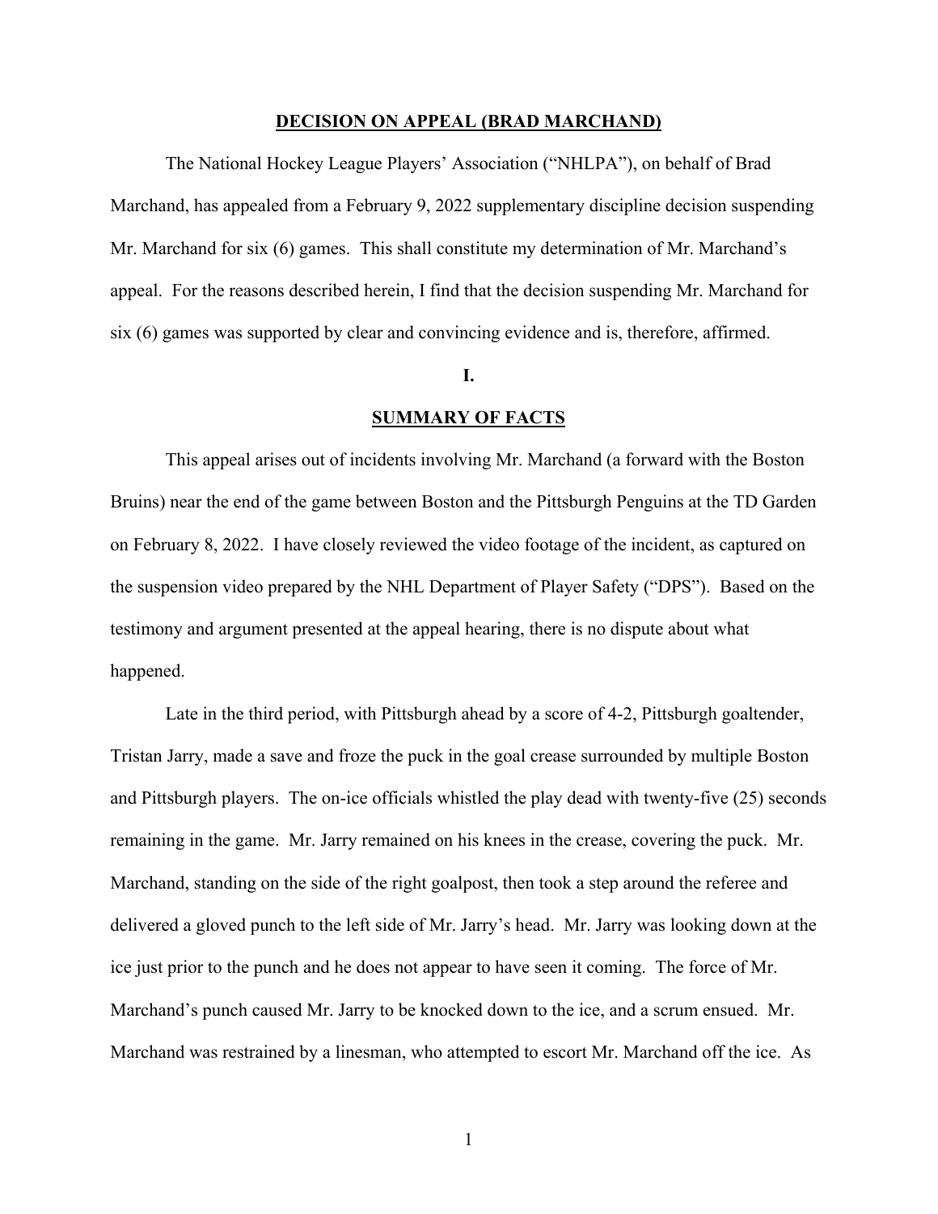# DECISION ON APPEAL (BRAD MARCHAND)

The National Hockey League Players' Association ("NHLPA"), on behalf of Brad Marchand, has appealed from a February 9, 2022 supplementary discipline decision suspending Mr. Marchand for six (6) games. This shall constitute my determination of Mr. Marchand's appeal. For the reasons described herein, I find that the decision suspending Mr. Marchand for six (6) games was supported by clear and convincing evidence and is, therefore, affirmed.

## I.

## SUMMARY OF FACTS

This appeal arises out of incidents involving Mr. Marchand (a forward with the Boston Bruins) near the end of the game between Boston and the Pittsburgh Penguins at the TD Garden on February 8, 2022. I have closely reviewed the video footage of the incident, as captured on the suspension video prepared by the NHL Department of Player Safety ("DPS"). Based on the testimony and argument presented at the appeal hearing, there is no dispute about what happened.

Late in the third period, with Pittsburgh ahead by a score of 4-2, Pittsburgh goaltender, Tristan Jarry, made a save and froze the puck in the goal crease surrounded by multiple Boston and Pittsburgh players. The on-ice officials whistled the play dead with twenty-five (25) seconds remaining in the game. Mr. Jarry remained on his knees in the crease, covering the puck. Mr. Marchand, standing on the side of the right goalpost, then took a step around the referee and delivered a gloved punch to the left side of Mr. Jarry's head. Mr. Jarry was looking down at the ice just prior to the punch and he does not appear to have seen it coming. The force of Mr. Marchand's punch caused Mr. Jarry to be knocked down to the ice, and a scrum ensued. Mr. Marchand was restrained by a linesman, who attempted to escort Mr. Marchand off the ice. As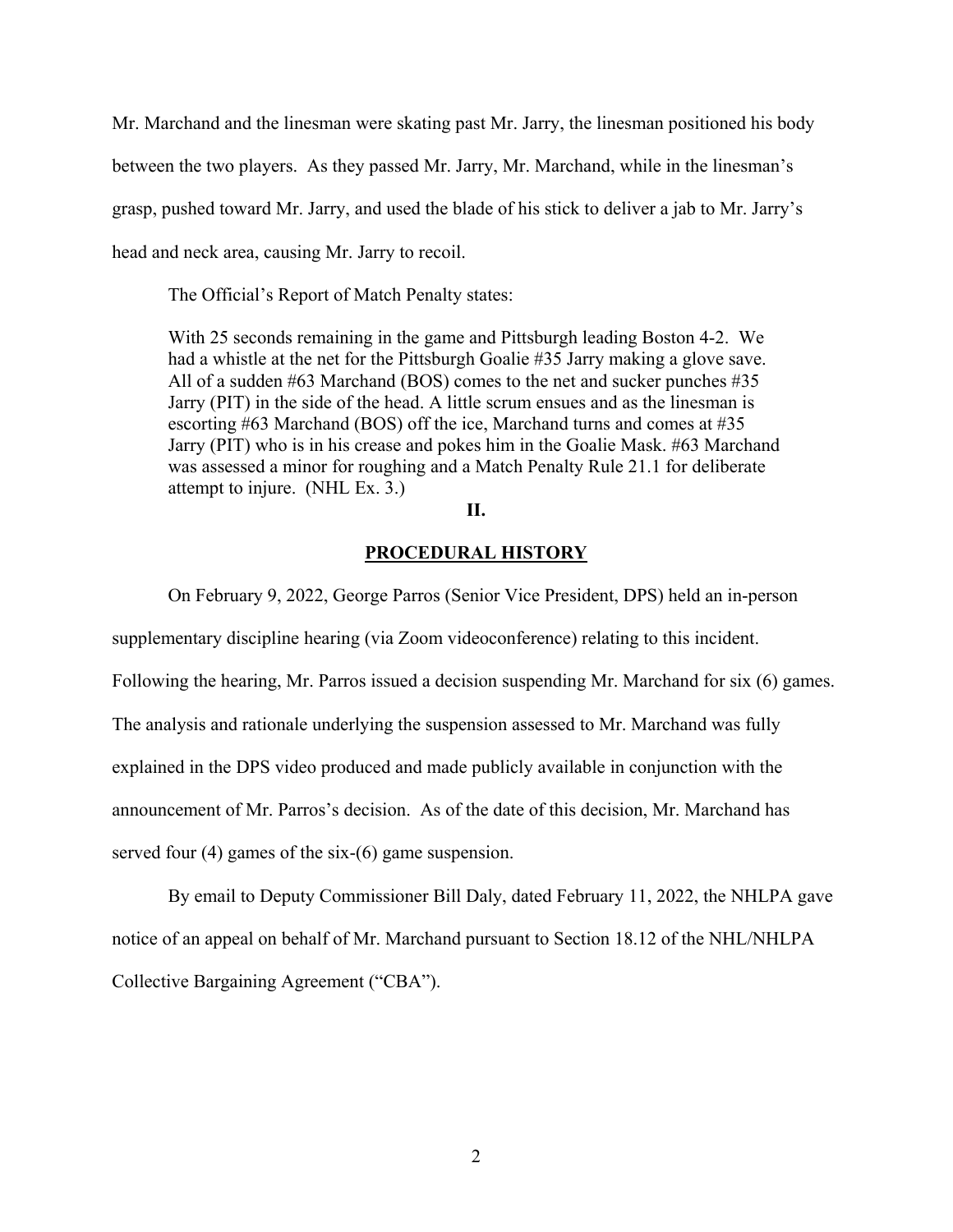Mr. Marchand and the linesman were skating past Mr. Jarry, the linesman positioned his body between the two players. As they passed Mr. Jarry, Mr. Marchand, while in the linesman's grasp, pushed toward Mr. Jarry, and used the blade of his stick to deliver a jab to Mr. Jarry's head and neck area, causing Mr. Jarry to recoil.

The Official's Report of Match Penalty states:

> With 25 seconds remaining in the game and Pittsburgh leading Boston 4-2. We had a whistle at the net for the Pittsburgh Goalie #35 Jarry making a glove save. All of a sudden #63 Marchand (BOS) comes to the net and sucker punches #35 Jarry (PIT) in the side of the head. A little scrum ensues and as the linesman is escorting #63 Marchand (BOS) off the ice, Marchand turns and comes at #35 Jarry (PIT) who is in his crease and pokes him in the Goalie Mask. #63 Marchand was assessed a minor for roughing and a Match Penalty Rule 21.1 for deliberate attempt to injure. (NHL Ex. 3.)

## II.

## PROCEDURAL HISTORY

On February 9, 2022, George Parros (Senior Vice President, DPS) held an in-person supplementary discipline hearing (via Zoom videoconference) relating to this incident. Following the hearing, Mr. Parros issued a decision suspending Mr. Marchand for six (6) games. The analysis and rationale underlying the suspension assessed to Mr. Marchand was fully explained in the DPS video produced and made publicly available in conjunction with the announcement of Mr. Parros's decision. As of the date of this decision, Mr. Marchand has served four (4) games of the six-(6) game suspension.

By email to Deputy Commissioner Bill Daly, dated February 11, 2022, the NHLPA gave notice of an appeal on behalf of Mr. Marchand pursuant to Section 18.12 of the NHL/NHLPA Collective Bargaining Agreement ("CBA").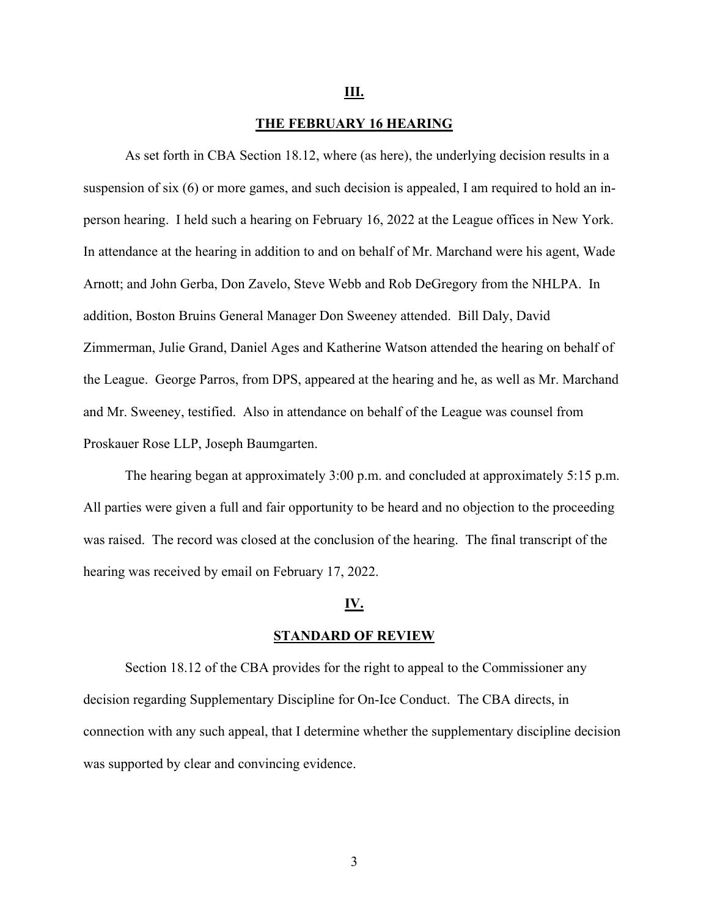## III.

## THE FEBRUARY 16 HEARING

As set forth in CBA Section 18.12, where (as here), the underlying decision results in a suspension of six (6) or more games, and such decision is appealed, I am required to hold an in-person hearing. I held such a hearing on February 16, 2022 at the League offices in New York. In attendance at the hearing in addition to and on behalf of Mr. Marchand were his agent, Wade Arnott; and John Gerba, Don Zavelo, Steve Webb and Rob DeGregory from the NHLPA. In addition, Boston Bruins General Manager Don Sweeney attended. Bill Daly, David Zimmerman, Julie Grand, Daniel Ages and Katherine Watson attended the hearing on behalf of the League. George Parros, from DPS, appeared at the hearing and he, as well as Mr. Marchand and Mr. Sweeney, testified. Also in attendance on behalf of the League was counsel from Proskauer Rose LLP, Joseph Baumgarten.

The hearing began at approximately 3:00 p.m. and concluded at approximately 5:15 p.m. All parties were given a full and fair opportunity to be heard and no objection to the proceeding was raised. The record was closed at the conclusion of the hearing. The final transcript of the hearing was received by email on February 17, 2022.

## IV.

## STANDARD OF REVIEW

Section 18.12 of the CBA provides for the right to appeal to the Commissioner any decision regarding Supplementary Discipline for On-Ice Conduct. The CBA directs, in connection with any such appeal, that I determine whether the supplementary discipline decision was supported by clear and convincing evidence.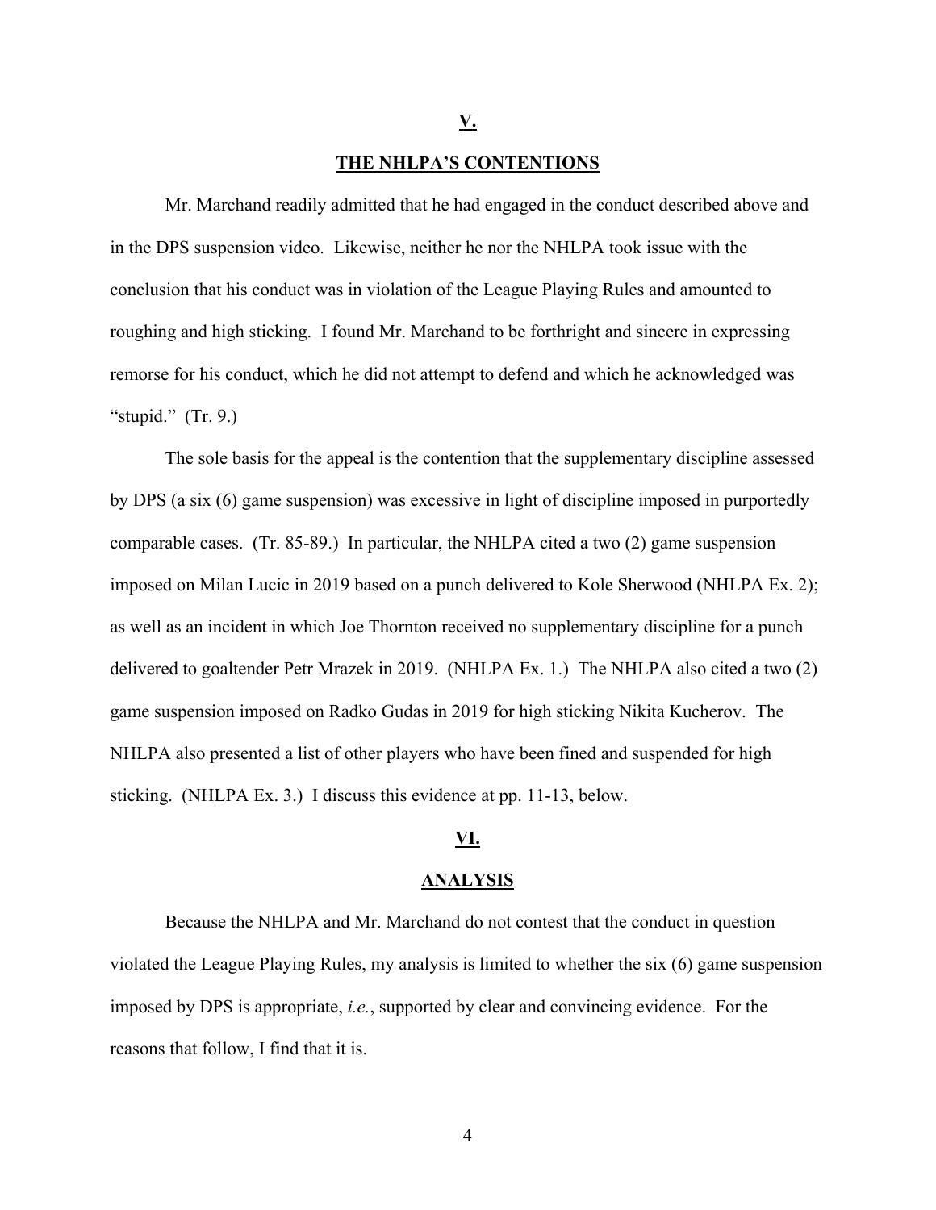## V.

## THE NHLPA'S CONTENTIONS

Mr. Marchand readily admitted that he had engaged in the conduct described above and in the DPS suspension video. Likewise, neither he nor the NHLPA took issue with the conclusion that his conduct was in violation of the League Playing Rules and amounted to roughing and high sticking. I found Mr. Marchand to be forthright and sincere in expressing remorse for his conduct, which he did not attempt to defend and which he acknowledged was "stupid." (Tr. 9.)

The sole basis for the appeal is the contention that the supplementary discipline assessed by DPS (a six (6) game suspension) was excessive in light of discipline imposed in purportedly comparable cases. (Tr. 85-89.) In particular, the NHLPA cited a two (2) game suspension imposed on Milan Lucic in 2019 based on a punch delivered to Kole Sherwood (NHLPA Ex. 2); as well as an incident in which Joe Thornton received no supplementary discipline for a punch delivered to goaltender Petr Mrazek in 2019. (NHLPA Ex. 1.) The NHLPA also cited a two (2) game suspension imposed on Radko Gudas in 2019 for high sticking Nikita Kucherov. The NHLPA also presented a list of other players who have been fined and suspended for high sticking. (NHLPA Ex. 3.) I discuss this evidence at pp. 11-13, below.

## VI.

## ANALYSIS

Because the NHLPA and Mr. Marchand do not contest that the conduct in question violated the League Playing Rules, my analysis is limited to whether the six (6) game suspension imposed by DPS is appropriate, *i.e.*, supported by clear and convincing evidence. For the reasons that follow, I find that it is.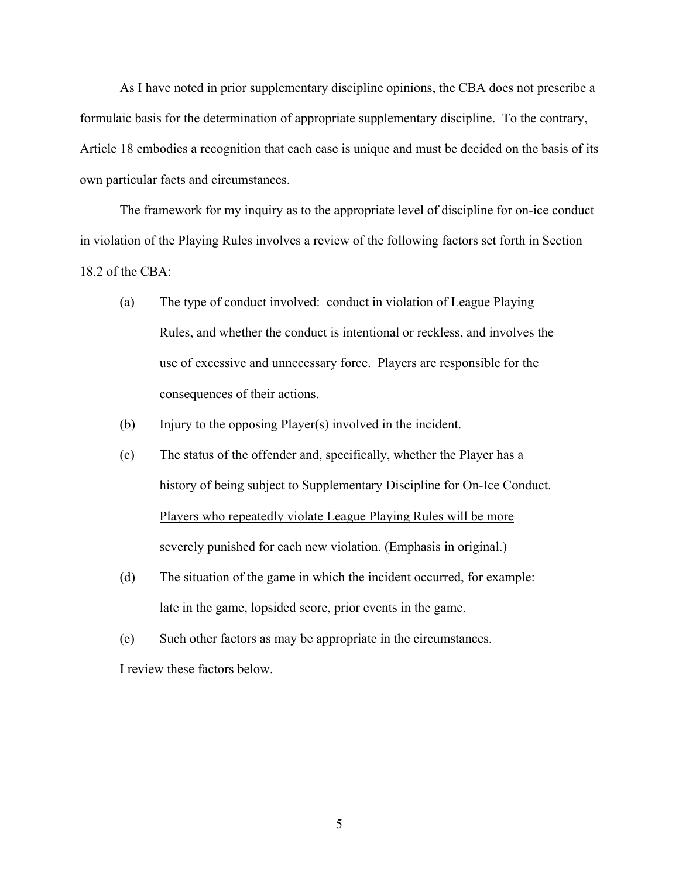As I have noted in prior supplementary discipline opinions, the CBA does not prescribe a formulaic basis for the determination of appropriate supplementary discipline. To the contrary, Article 18 embodies a recognition that each case is unique and must be decided on the basis of its own particular facts and circumstances.

The framework for my inquiry as to the appropriate level of discipline for on-ice conduct in violation of the Playing Rules involves a review of the following factors set forth in Section 18.2 of the CBA:

(a) The type of conduct involved: conduct in violation of League Playing Rules, and whether the conduct is intentional or reckless, and involves the use of excessive and unnecessary force. Players are responsible for the consequences of their actions.

(b) Injury to the opposing Player(s) involved in the incident.

(c) The status of the offender and, specifically, whether the Player has a history of being subject to Supplementary Discipline for On-Ice Conduct. <u>Players who repeatedly violate League Playing Rules will be more severely punished for each new violation.</u> (Emphasis in original.)

(d) The situation of the game in which the incident occurred, for example: late in the game, lopsided score, prior events in the game.

(e) Such other factors as may be appropriate in the circumstances.

I review these factors below.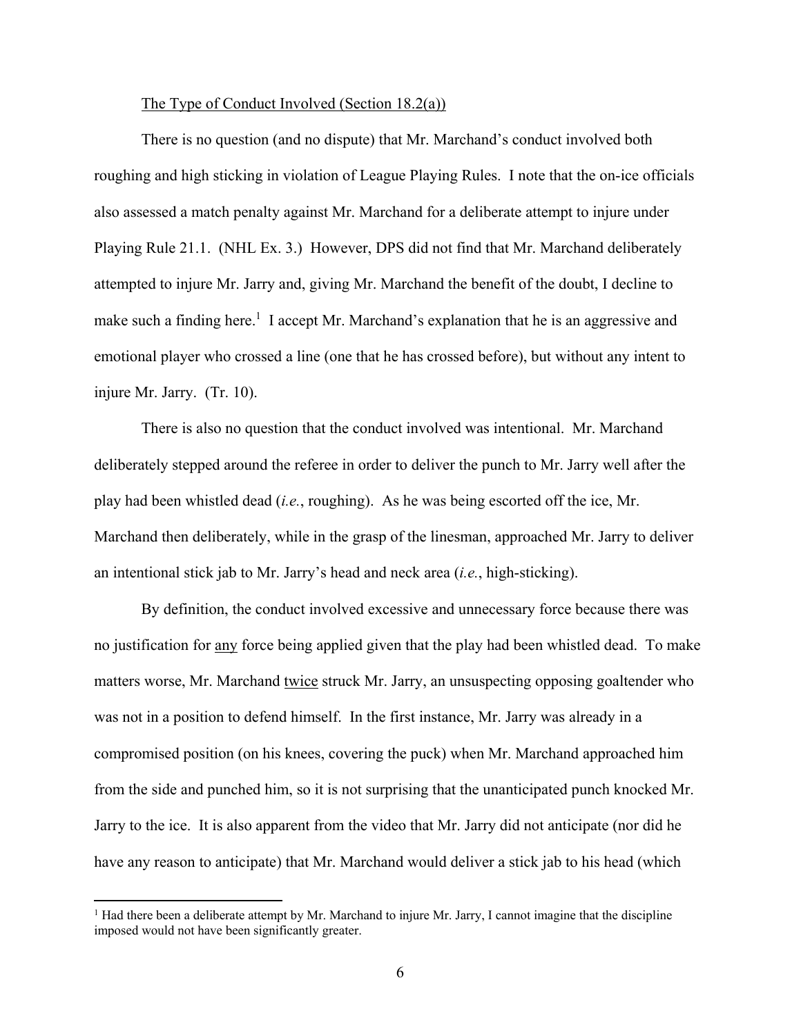The Type of Conduct Involved (Section 18.2(a))

There is no question (and no dispute) that Mr. Marchand's conduct involved both roughing and high sticking in violation of League Playing Rules. I note that the on-ice officials also assessed a match penalty against Mr. Marchand for a deliberate attempt to injure under Playing Rule 21.1. (NHL Ex. 3.) However, DPS did not find that Mr. Marchand deliberately attempted to injure Mr. Jarry and, giving Mr. Marchand the benefit of the doubt, I decline to make such a finding here.[1] I accept Mr. Marchand's explanation that he is an aggressive and emotional player who crossed a line (one that he has crossed before), but without any intent to injure Mr. Jarry. (Tr. 10).

There is also no question that the conduct involved was intentional. Mr. Marchand deliberately stepped around the referee in order to deliver the punch to Mr. Jarry well after the play had been whistled dead (*i.e.*, roughing). As he was being escorted off the ice, Mr. Marchand then deliberately, while in the grasp of the linesman, approached Mr. Jarry to deliver an intentional stick jab to Mr. Jarry's head and neck area (*i.e.*, high-sticking).

By definition, the conduct involved excessive and unnecessary force because there was no justification for <u>any</u> force being applied given that the play had been whistled dead. To make matters worse, Mr. Marchand <u>twice</u> struck Mr. Jarry, an unsuspecting opposing goaltender who was not in a position to defend himself. In the first instance, Mr. Jarry was already in a compromised position (on his knees, covering the puck) when Mr. Marchand approached him from the side and punched him, so it is not surprising that the unanticipated punch knocked Mr. Jarry to the ice. It is also apparent from the video that Mr. Jarry did not anticipate (nor did he have any reason to anticipate) that Mr. Marchand would deliver a stick jab to his head (which

[1] Had there been a deliberate attempt by Mr. Marchand to injure Mr. Jarry, I cannot imagine that the discipline imposed would not have been significantly greater.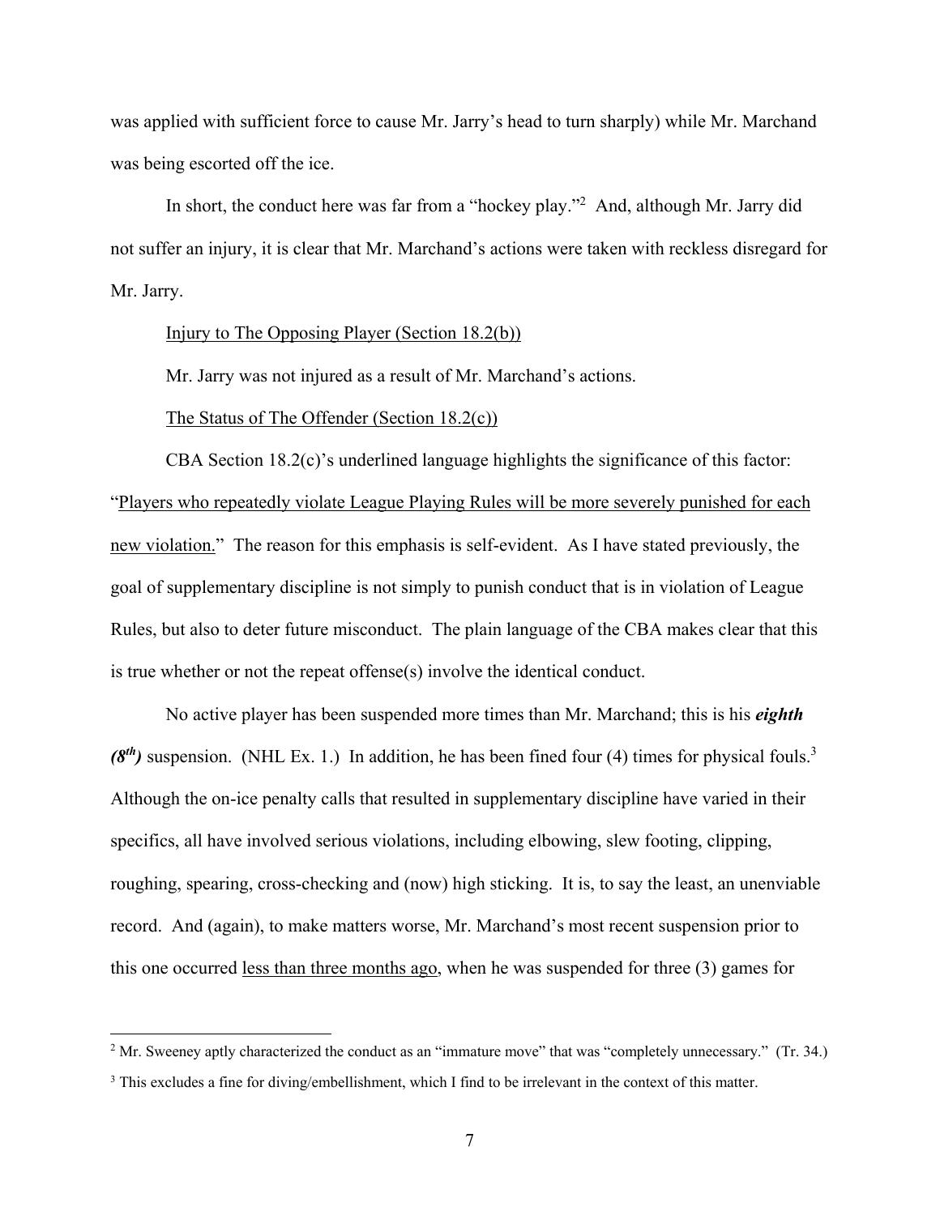was applied with sufficient force to cause Mr. Jarry's head to turn sharply) while Mr. Marchand was being escorted off the ice.

In short, the conduct here was far from a "hockey play."[2] And, although Mr. Jarry did not suffer an injury, it is clear that Mr. Marchand's actions were taken with reckless disregard for Mr. Jarry.

<u>Injury to The Opposing Player (Section 18.2(b))</u>

Mr. Jarry was not injured as a result of Mr. Marchand's actions.

<u>The Status of The Offender (Section 18.2(c))</u>

CBA Section 18.2(c)'s underlined language highlights the significance of this factor: "<u>Players who repeatedly violate League Playing Rules will be more severely punished for each new violation.</u>" The reason for this emphasis is self-evident. As I have stated previously, the goal of supplementary discipline is not simply to punish conduct that is in violation of League Rules, but also to deter future misconduct. The plain language of the CBA makes clear that this is true whether or not the repeat offense(s) involve the identical conduct.

No active player has been suspended more times than Mr. Marchand; this is his ***eighth (8th)*** suspension. (NHL Ex. 1.) In addition, he has been fined four (4) times for physical fouls.[3] Although the on-ice penalty calls that resulted in supplementary discipline have varied in their specifics, all have involved serious violations, including elbowing, slew footing, clipping, roughing, spearing, cross-checking and (now) high sticking. It is, to say the least, an unenviable record. And (again), to make matters worse, Mr. Marchand's most recent suspension prior to this one occurred <u>less than three months ago</u>, when he was suspended for three (3) games for

[2] Mr. Sweeney aptly characterized the conduct as an "immature move" that was "completely unnecessary." (Tr. 34.)

[3] This excludes a fine for diving/embellishment, which I find to be irrelevant in the context of this matter.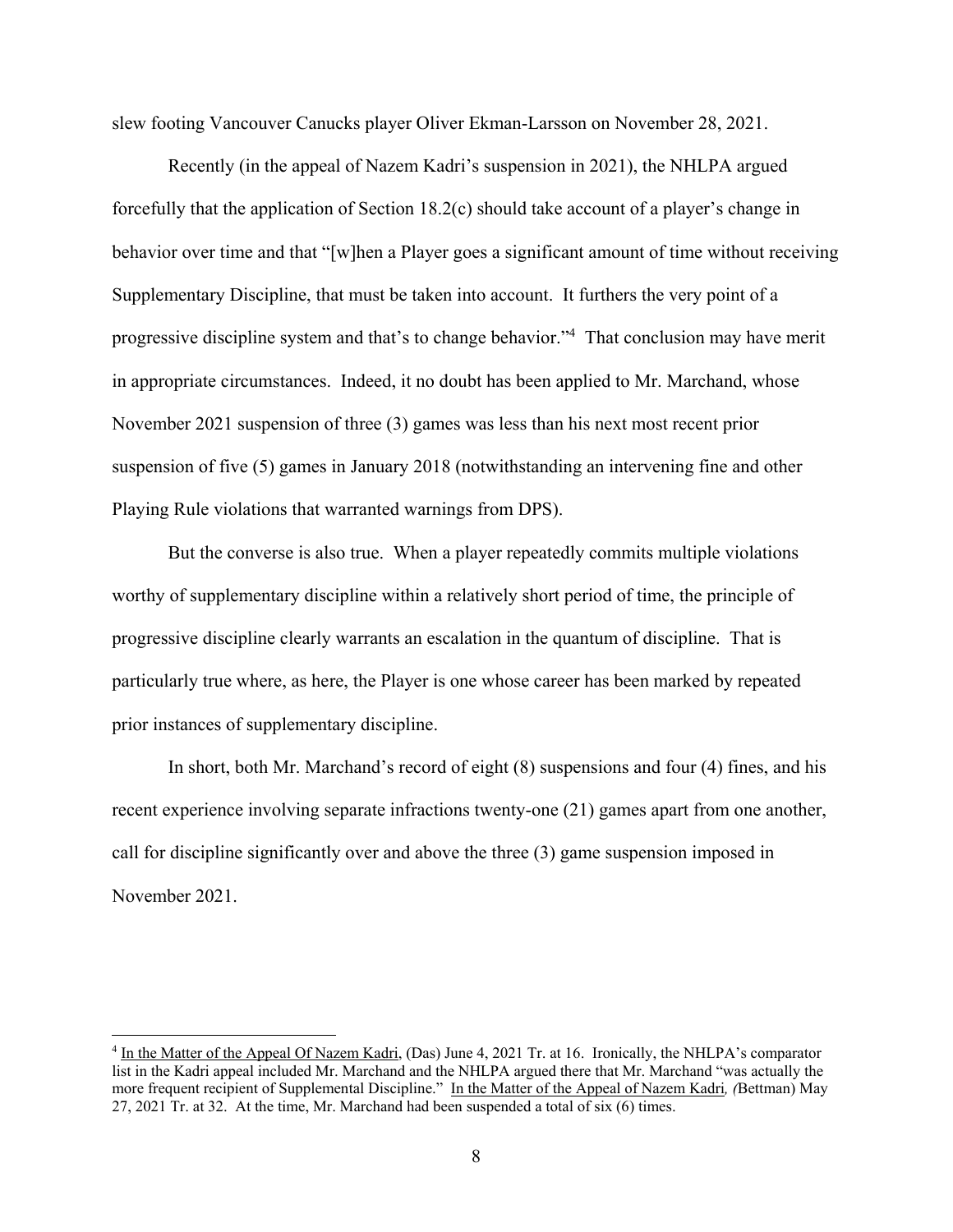slew footing Vancouver Canucks player Oliver Ekman-Larsson on November 28, 2021.

Recently (in the appeal of Nazem Kadri's suspension in 2021), the NHLPA argued forcefully that the application of Section 18.2(c) should take account of a player's change in behavior over time and that "[w]hen a Player goes a significant amount of time without receiving Supplementary Discipline, that must be taken into account. It furthers the very point of a progressive discipline system and that's to change behavior."[4] That conclusion may have merit in appropriate circumstances. Indeed, it no doubt has been applied to Mr. Marchand, whose November 2021 suspension of three (3) games was less than his next most recent prior suspension of five (5) games in January 2018 (notwithstanding an intervening fine and other Playing Rule violations that warranted warnings from DPS).

But the converse is also true. When a player repeatedly commits multiple violations worthy of supplementary discipline within a relatively short period of time, the principle of progressive discipline clearly warrants an escalation in the quantum of discipline. That is particularly true where, as here, the Player is one whose career has been marked by repeated prior instances of supplementary discipline.

In short, both Mr. Marchand's record of eight (8) suspensions and four (4) fines, and his recent experience involving separate infractions twenty-one (21) games apart from one another, call for discipline significantly over and above the three (3) game suspension imposed in November 2021.

---

[4] In the Matter of the Appeal Of Nazem Kadri, (Das) June 4, 2021 Tr. at 16. Ironically, the NHLPA's comparator list in the Kadri appeal included Mr. Marchand and the NHLPA argued there that Mr. Marchand "was actually the more frequent recipient of Supplemental Discipline." In the Matter of the Appeal of Nazem Kadri*, (*Bettman) May 27, 2021 Tr. at 32. At the time, Mr. Marchand had been suspended a total of six (6) times.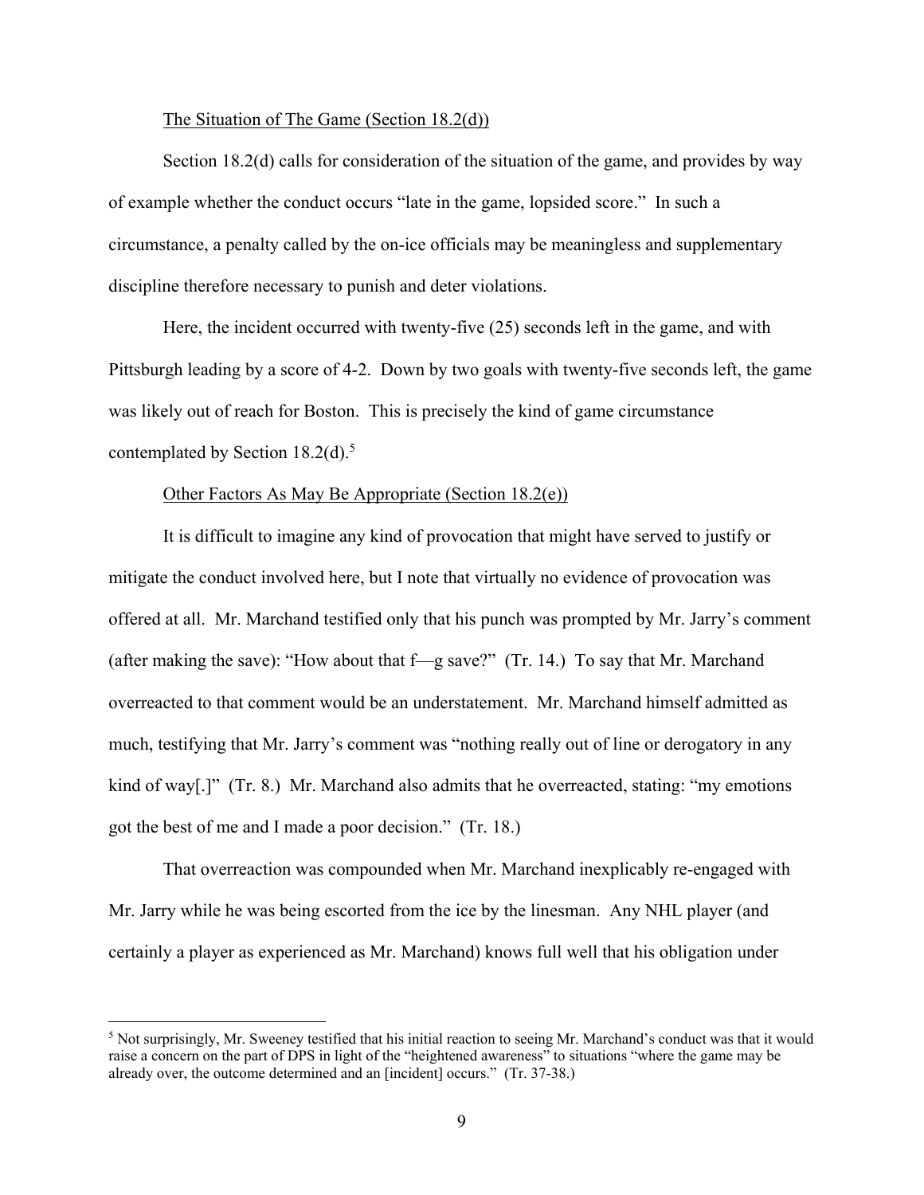<u>The Situation of The Game (Section 18.2(d))</u>

Section 18.2(d) calls for consideration of the situation of the game, and provides by way of example whether the conduct occurs "late in the game, lopsided score." In such a circumstance, a penalty called by the on-ice officials may be meaningless and supplementary discipline therefore necessary to punish and deter violations.

Here, the incident occurred with twenty-five (25) seconds left in the game, and with Pittsburgh leading by a score of 4-2. Down by two goals with twenty-five seconds left, the game was likely out of reach for Boston. This is precisely the kind of game circumstance contemplated by Section 18.2(d).[5]

<u>Other Factors As May Be Appropriate (Section 18.2(e))</u>

It is difficult to imagine any kind of provocation that might have served to justify or mitigate the conduct involved here, but I note that virtually no evidence of provocation was offered at all. Mr. Marchand testified only that his punch was prompted by Mr. Jarry's comment (after making the save): "How about that f—g save?" (Tr. 14.) To say that Mr. Marchand overreacted to that comment would be an understatement. Mr. Marchand himself admitted as much, testifying that Mr. Jarry's comment was "nothing really out of line or derogatory in any kind of way[.]" (Tr. 8.) Mr. Marchand also admits that he overreacted, stating: "my emotions got the best of me and I made a poor decision." (Tr. 18.)

That overreaction was compounded when Mr. Marchand inexplicably re-engaged with Mr. Jarry while he was being escorted from the ice by the linesman. Any NHL player (and certainly a player as experienced as Mr. Marchand) knows full well that his obligation under

---

[5] Not surprisingly, Mr. Sweeney testified that his initial reaction to seeing Mr. Marchand's conduct was that it would raise a concern on the part of DPS in light of the "heightened awareness" to situations "where the game may be already over, the outcome determined and an [incident] occurs." (Tr. 37-38.)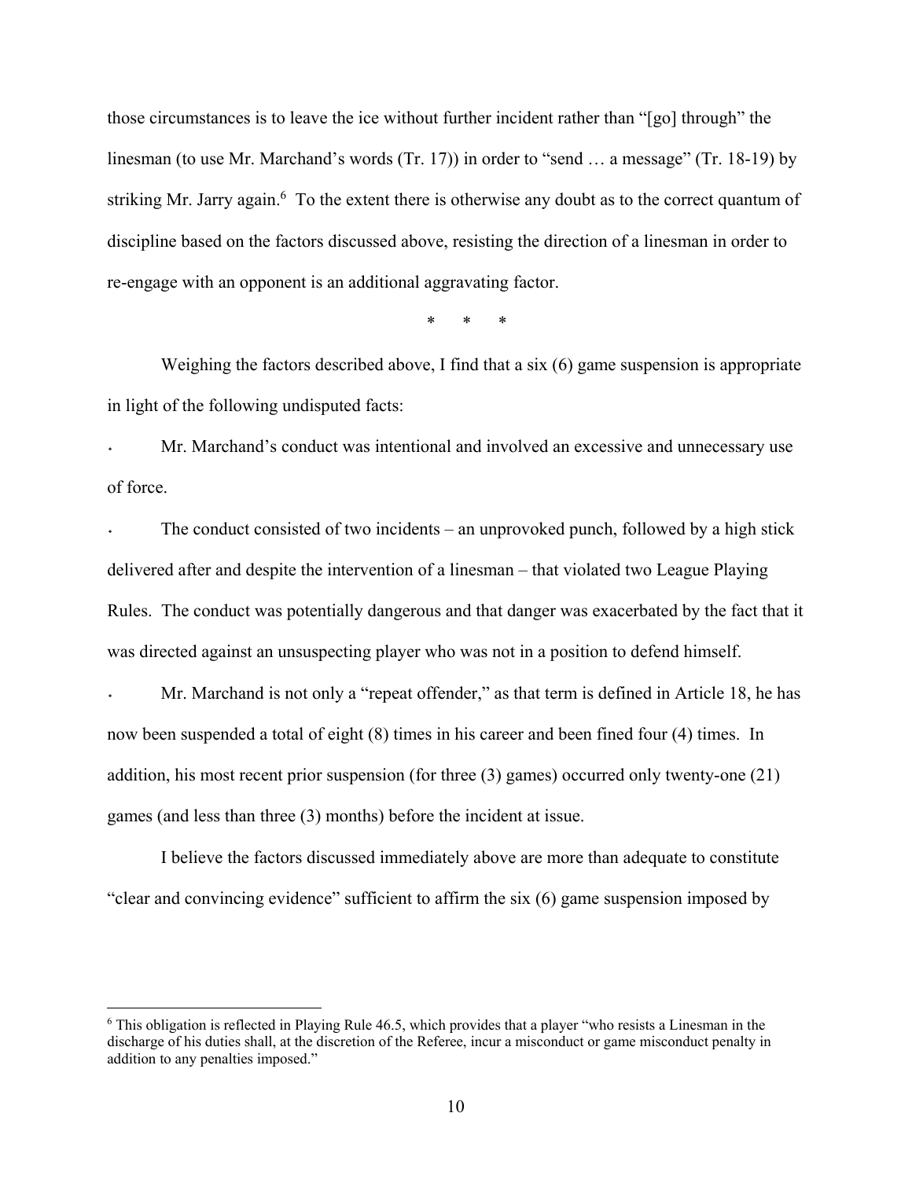those circumstances is to leave the ice without further incident rather than "[go] through" the linesman (to use Mr. Marchand's words (Tr. 17)) in order to "send … a message" (Tr. 18-19) by striking Mr. Jarry again.[6] To the extent there is otherwise any doubt as to the correct quantum of discipline based on the factors discussed above, resisting the direction of a linesman in order to re-engage with an opponent is an additional aggravating factor.

\* \* \*

Weighing the factors described above, I find that a six (6) game suspension is appropriate in light of the following undisputed facts:

- Mr. Marchand's conduct was intentional and involved an excessive and unnecessary use of force.
- The conduct consisted of two incidents – an unprovoked punch, followed by a high stick delivered after and despite the intervention of a linesman – that violated two League Playing Rules. The conduct was potentially dangerous and that danger was exacerbated by the fact that it was directed against an unsuspecting player who was not in a position to defend himself.
- Mr. Marchand is not only a "repeat offender," as that term is defined in Article 18, he has now been suspended a total of eight (8) times in his career and been fined four (4) times. In addition, his most recent prior suspension (for three (3) games) occurred only twenty-one (21) games (and less than three (3) months) before the incident at issue.

I believe the factors discussed immediately above are more than adequate to constitute "clear and convincing evidence" sufficient to affirm the six (6) game suspension imposed by

[6] This obligation is reflected in Playing Rule 46.5, which provides that a player "who resists a Linesman in the discharge of his duties shall, at the discretion of the Referee, incur a misconduct or game misconduct penalty in addition to any penalties imposed."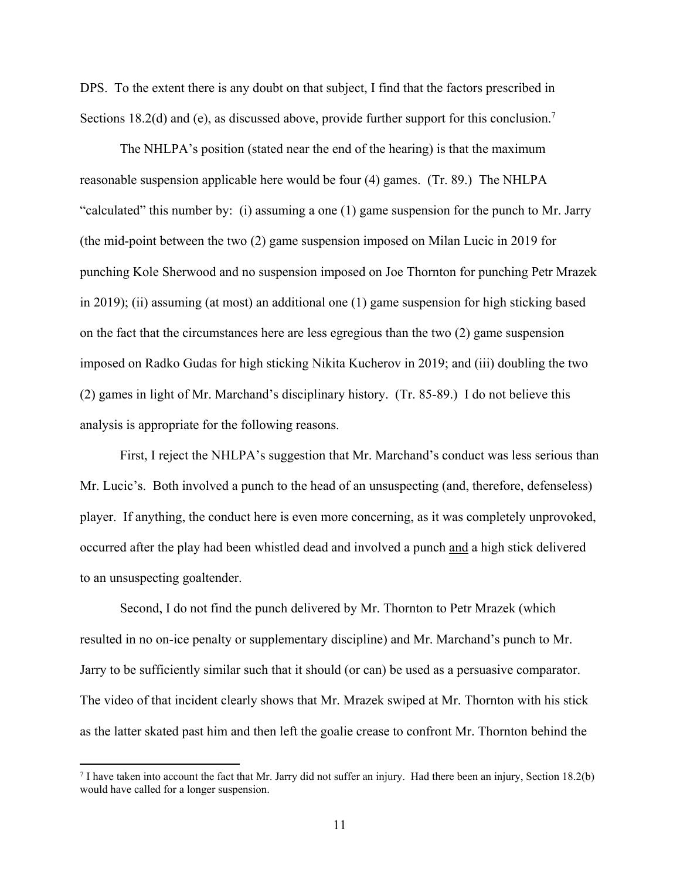DPS. To the extent there is any doubt on that subject, I find that the factors prescribed in Sections 18.2(d) and (e), as discussed above, provide further support for this conclusion.[7]

The NHLPA's position (stated near the end of the hearing) is that the maximum reasonable suspension applicable here would be four (4) games. (Tr. 89.) The NHLPA "calculated" this number by: (i) assuming a one (1) game suspension for the punch to Mr. Jarry (the mid-point between the two (2) game suspension imposed on Milan Lucic in 2019 for punching Kole Sherwood and no suspension imposed on Joe Thornton for punching Petr Mrazek in 2019); (ii) assuming (at most) an additional one (1) game suspension for high sticking based on the fact that the circumstances here are less egregious than the two (2) game suspension imposed on Radko Gudas for high sticking Nikita Kucherov in 2019; and (iii) doubling the two (2) games in light of Mr. Marchand's disciplinary history. (Tr. 85-89.) I do not believe this analysis is appropriate for the following reasons.

First, I reject the NHLPA's suggestion that Mr. Marchand's conduct was less serious than Mr. Lucic's. Both involved a punch to the head of an unsuspecting (and, therefore, defenseless) player. If anything, the conduct here is even more concerning, as it was completely unprovoked, occurred after the play had been whistled dead and involved a punch <u>and</u> a high stick delivered to an unsuspecting goaltender.

Second, I do not find the punch delivered by Mr. Thornton to Petr Mrazek (which resulted in no on-ice penalty or supplementary discipline) and Mr. Marchand's punch to Mr. Jarry to be sufficiently similar such that it should (or can) be used as a persuasive comparator. The video of that incident clearly shows that Mr. Mrazek swiped at Mr. Thornton with his stick as the latter skated past him and then left the goalie crease to confront Mr. Thornton behind the

---

[7] I have taken into account the fact that Mr. Jarry did not suffer an injury. Had there been an injury, Section 18.2(b) would have called for a longer suspension.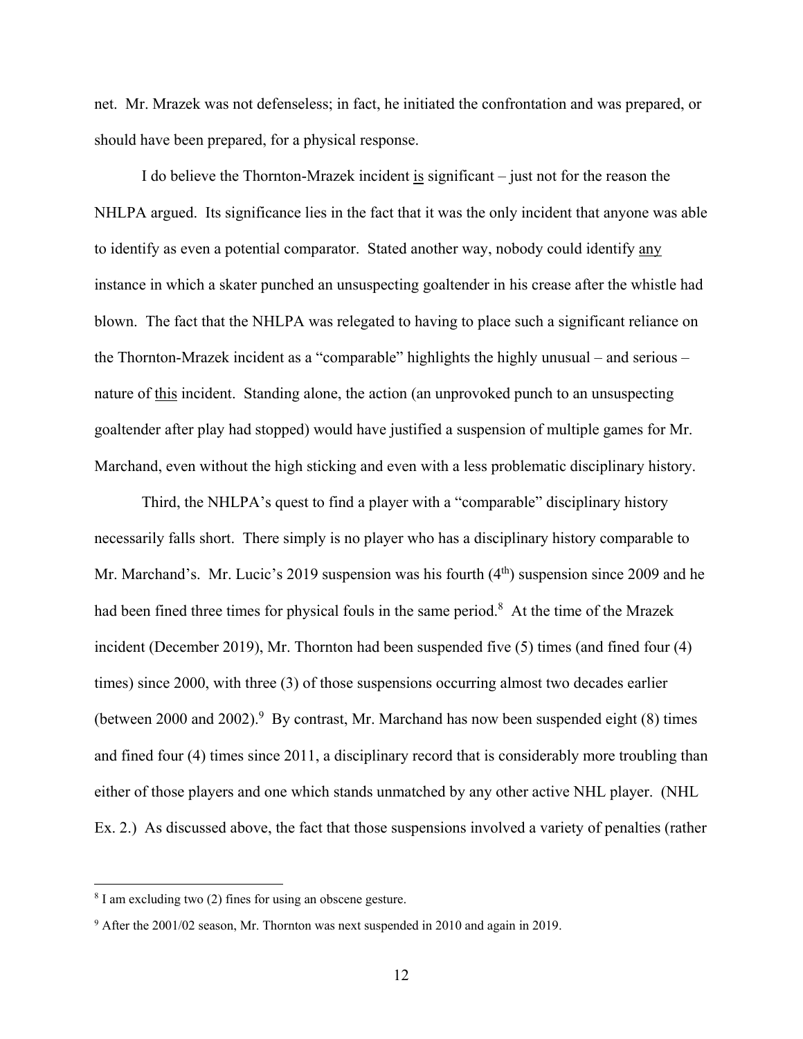net. Mr. Mrazek was not defenseless; in fact, he initiated the confrontation and was prepared, or should have been prepared, for a physical response.

I do believe the Thornton-Mrazek incident is significant – just not for the reason the NHLPA argued. Its significance lies in the fact that it was the only incident that anyone was able to identify as even a potential comparator. Stated another way, nobody could identify any instance in which a skater punched an unsuspecting goaltender in his crease after the whistle had blown. The fact that the NHLPA was relegated to having to place such a significant reliance on the Thornton-Mrazek incident as a "comparable" highlights the highly unusual – and serious – nature of this incident. Standing alone, the action (an unprovoked punch to an unsuspecting goaltender after play had stopped) would have justified a suspension of multiple games for Mr. Marchand, even without the high sticking and even with a less problematic disciplinary history.

Third, the NHLPA's quest to find a player with a "comparable" disciplinary history necessarily falls short. There simply is no player who has a disciplinary history comparable to Mr. Marchand's. Mr. Lucic's 2019 suspension was his fourth (4th) suspension since 2009 and he had been fined three times for physical fouls in the same period.[8] At the time of the Mrazek incident (December 2019), Mr. Thornton had been suspended five (5) times (and fined four (4) times) since 2000, with three (3) of those suspensions occurring almost two decades earlier (between 2000 and 2002).[9] By contrast, Mr. Marchand has now been suspended eight (8) times and fined four (4) times since 2011, a disciplinary record that is considerably more troubling than either of those players and one which stands unmatched by any other active NHL player. (NHL Ex. 2.) As discussed above, the fact that those suspensions involved a variety of penalties (rather

---

[8] I am excluding two (2) fines for using an obscene gesture.

[9] After the 2001/02 season, Mr. Thornton was next suspended in 2010 and again in 2019.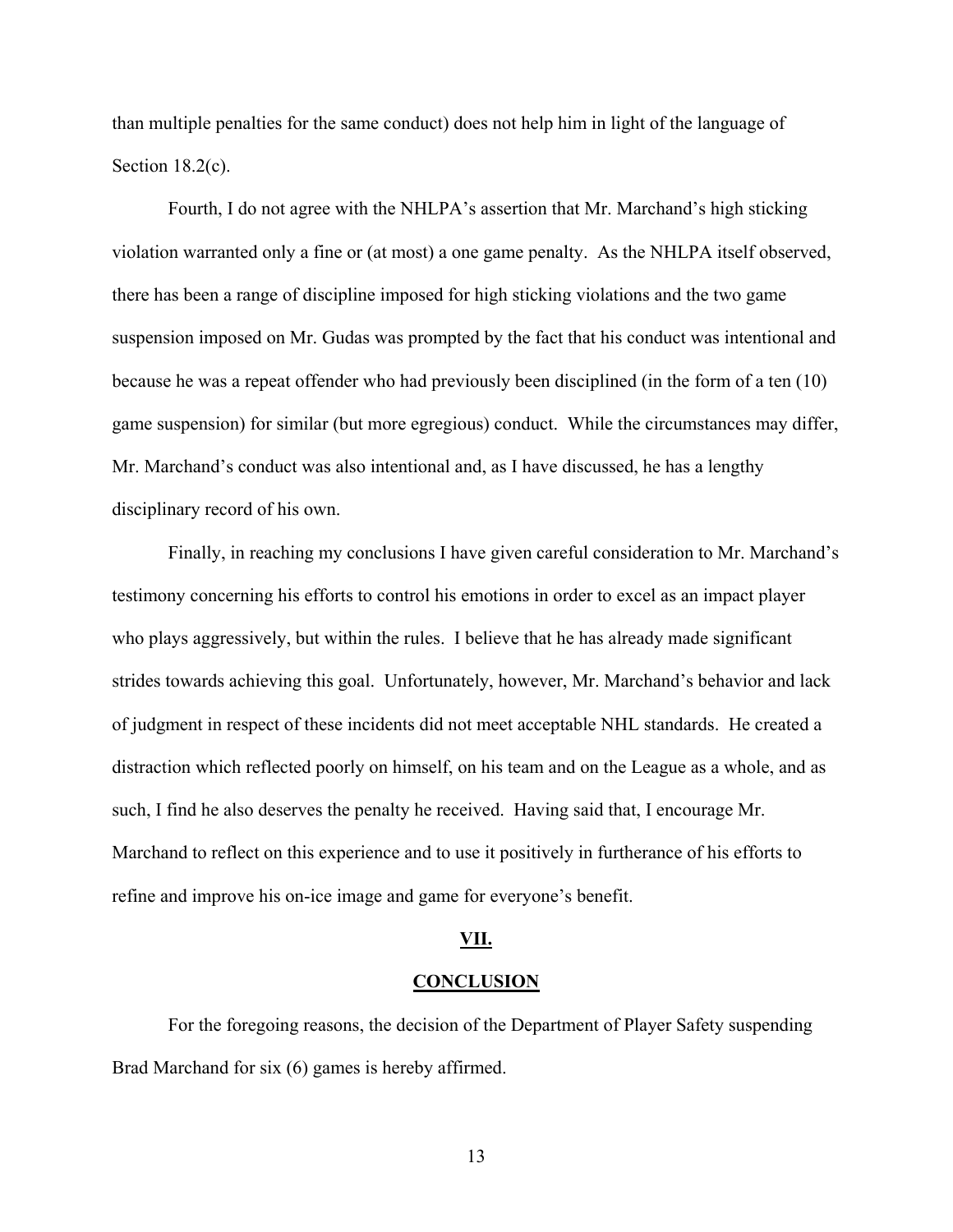than multiple penalties for the same conduct) does not help him in light of the language of Section 18.2(c).

Fourth, I do not agree with the NHLPA's assertion that Mr. Marchand's high sticking violation warranted only a fine or (at most) a one game penalty. As the NHLPA itself observed, there has been a range of discipline imposed for high sticking violations and the two game suspension imposed on Mr. Gudas was prompted by the fact that his conduct was intentional and because he was a repeat offender who had previously been disciplined (in the form of a ten (10) game suspension) for similar (but more egregious) conduct. While the circumstances may differ, Mr. Marchand's conduct was also intentional and, as I have discussed, he has a lengthy disciplinary record of his own.

Finally, in reaching my conclusions I have given careful consideration to Mr. Marchand's testimony concerning his efforts to control his emotions in order to excel as an impact player who plays aggressively, but within the rules. I believe that he has already made significant strides towards achieving this goal. Unfortunately, however, Mr. Marchand's behavior and lack of judgment in respect of these incidents did not meet acceptable NHL standards. He created a distraction which reflected poorly on himself, on his team and on the League as a whole, and as such, I find he also deserves the penalty he received. Having said that, I encourage Mr. Marchand to reflect on this experience and to use it positively in furtherance of his efforts to refine and improve his on-ice image and game for everyone's benefit.

## VII.

## CONCLUSION

For the foregoing reasons, the decision of the Department of Player Safety suspending Brad Marchand for six (6) games is hereby affirmed.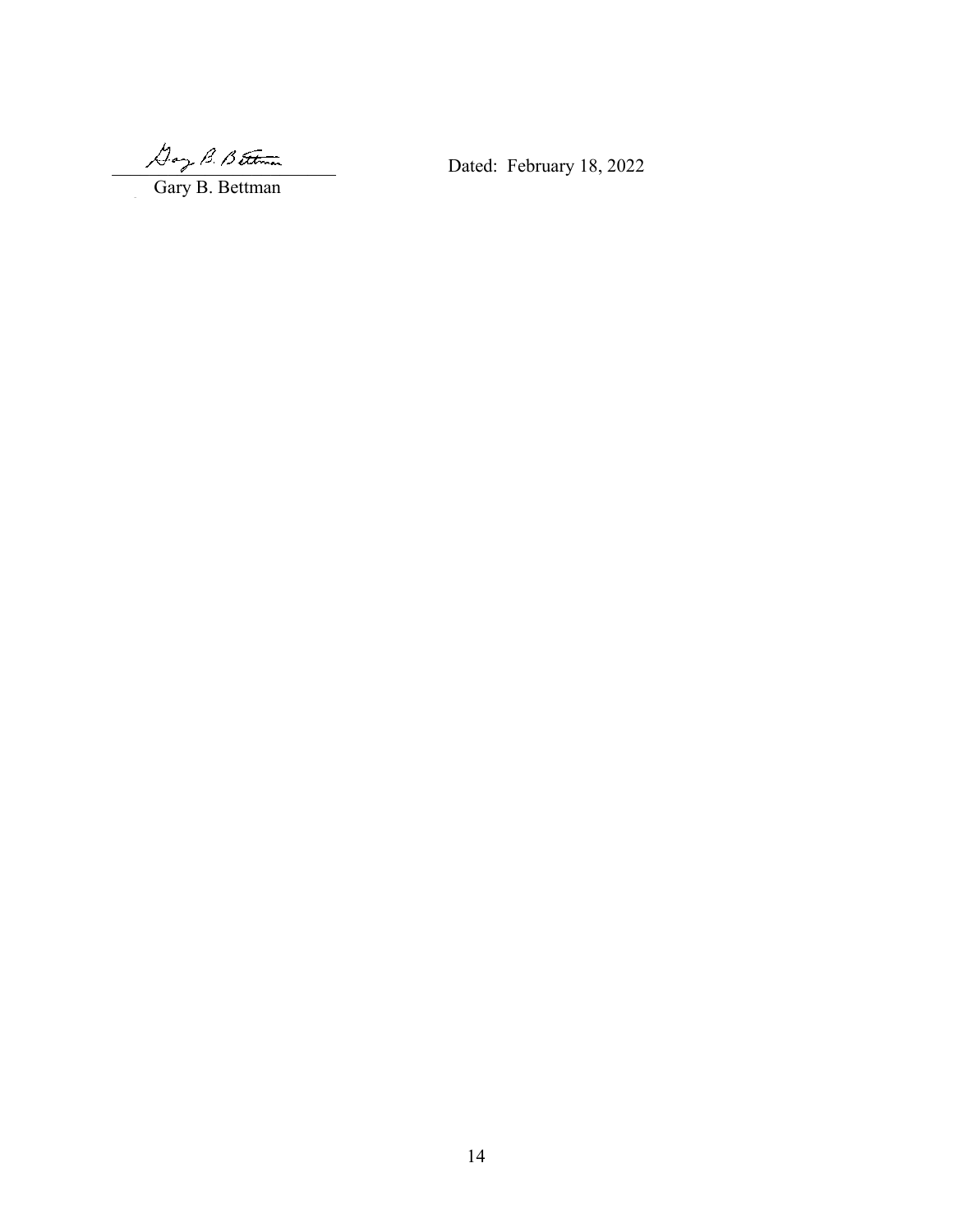Gary B. Bettman

Dated: February 18, 2022